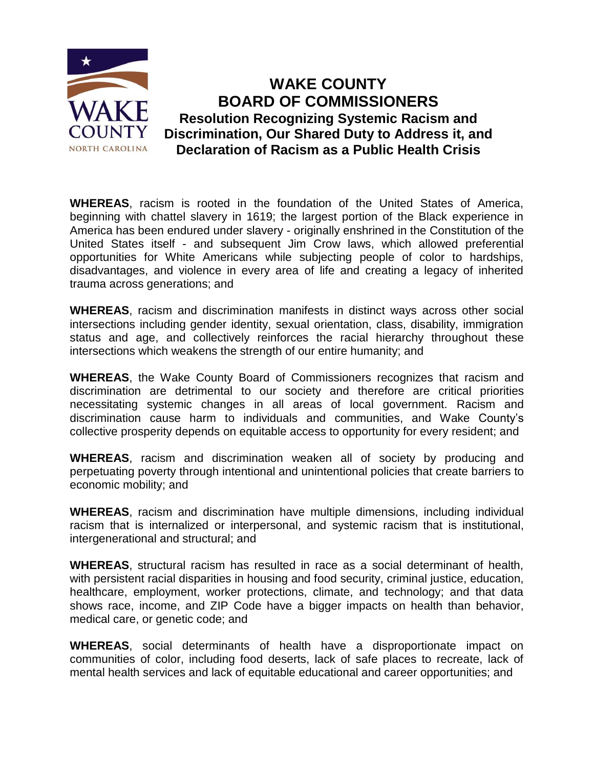# WAKE COUNTY BOARD OF COMMISSIONERS

## Resolution Recognizing Systemic Racism and Discrimination, Our Shared Duty to Address it, and Declaration of Racism as a Public Health Crisis

**WHEREAS**, racism is rooted in the foundation of the United States of America, beginning with chattel slavery in 1619; the largest portion of the Black experience in America has been endured under slavery - originally enshrined in the Constitution of the United States itself - and subsequent Jim Crow laws, which allowed preferential opportunities for White Americans while subjecting people of color to hardships, disadvantages, and violence in every area of life and creating a legacy of inherited trauma across generations; and

**WHEREAS**, racism and discrimination manifests in distinct ways across other social intersections including gender identity, sexual orientation, class, disability, immigration status and age, and collectively reinforces the racial hierarchy throughout these intersections which weakens the strength of our entire humanity; and

**WHEREAS**, the Wake County Board of Commissioners recognizes that racism and discrimination are detrimental to our society and therefore are critical priorities necessitating systemic changes in all areas of local government. Racism and discrimination cause harm to individuals and communities, and Wake County's collective prosperity depends on equitable access to opportunity for every resident; and

**WHEREAS**, racism and discrimination weaken all of society by producing and perpetuating poverty through intentional and unintentional policies that create barriers to economic mobility; and

**WHEREAS**, racism and discrimination have multiple dimensions, including individual racism that is internalized or interpersonal, and systemic racism that is institutional, intergenerational and structural; and

**WHEREAS**, structural racism has resulted in race as a social determinant of health, with persistent racial disparities in housing and food security, criminal justice, education, healthcare, employment, worker protections, climate, and technology; and that data shows race, income, and ZIP Code have a bigger impacts on health than behavior, medical care, or genetic code; and

**WHEREAS**, social determinants of health have a disproportionate impact on communities of color, including food deserts, lack of safe places to recreate, lack of mental health services and lack of equitable educational and career opportunities; and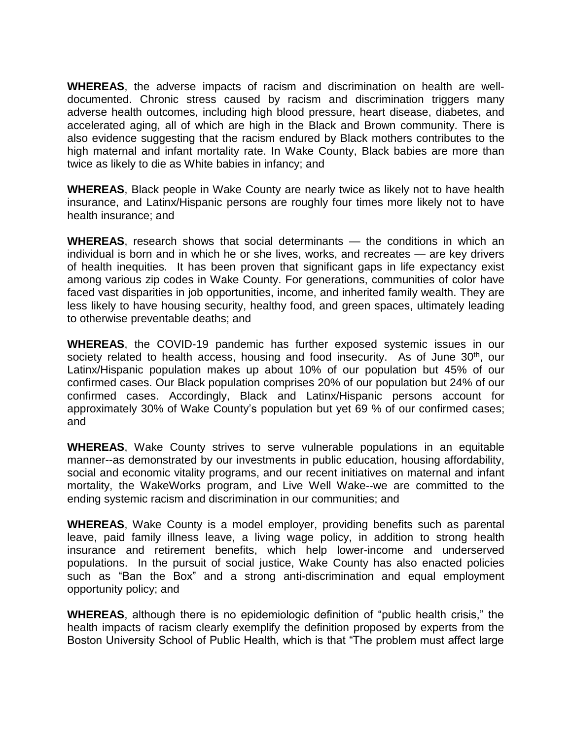**WHEREAS**, the adverse impacts of racism and discrimination on health are well-documented. Chronic stress caused by racism and discrimination triggers many adverse health outcomes, including high blood pressure, heart disease, diabetes, and accelerated aging, all of which are high in the Black and Brown community. There is also evidence suggesting that the racism endured by Black mothers contributes to the high maternal and infant mortality rate. In Wake County, Black babies are more than twice as likely to die as White babies in infancy; and

**WHEREAS**, Black people in Wake County are nearly twice as likely not to have health insurance, and Latinx/Hispanic persons are roughly four times more likely not to have health insurance; and

**WHEREAS**, research shows that social determinants — the conditions in which an individual is born and in which he or she lives, works, and recreates — are key drivers of health inequities. It has been proven that significant gaps in life expectancy exist among various zip codes in Wake County. For generations, communities of color have faced vast disparities in job opportunities, income, and inherited family wealth. They are less likely to have housing security, healthy food, and green spaces, ultimately leading to otherwise preventable deaths; and

**WHEREAS**, the COVID-19 pandemic has further exposed systemic issues in our society related to health access, housing and food insecurity. As of June 30th, our Latinx/Hispanic population makes up about 10% of our population but 45% of our confirmed cases. Our Black population comprises 20% of our population but 24% of our confirmed cases. Accordingly, Black and Latinx/Hispanic persons account for approximately 30% of Wake County's population but yet 69 % of our confirmed cases; and

**WHEREAS**, Wake County strives to serve vulnerable populations in an equitable manner--as demonstrated by our investments in public education, housing affordability, social and economic vitality programs, and our recent initiatives on maternal and infant mortality, the WakeWorks program, and Live Well Wake--we are committed to the ending systemic racism and discrimination in our communities; and

**WHEREAS**, Wake County is a model employer, providing benefits such as parental leave, paid family illness leave, a living wage policy, in addition to strong health insurance and retirement benefits, which help lower-income and underserved populations. In the pursuit of social justice, Wake County has also enacted policies such as "Ban the Box" and a strong anti-discrimination and equal employment opportunity policy; and

**WHEREAS**, although there is no epidemiologic definition of "public health crisis," the health impacts of racism clearly exemplify the definition proposed by experts from the Boston University School of Public Health, which is that "The problem must affect large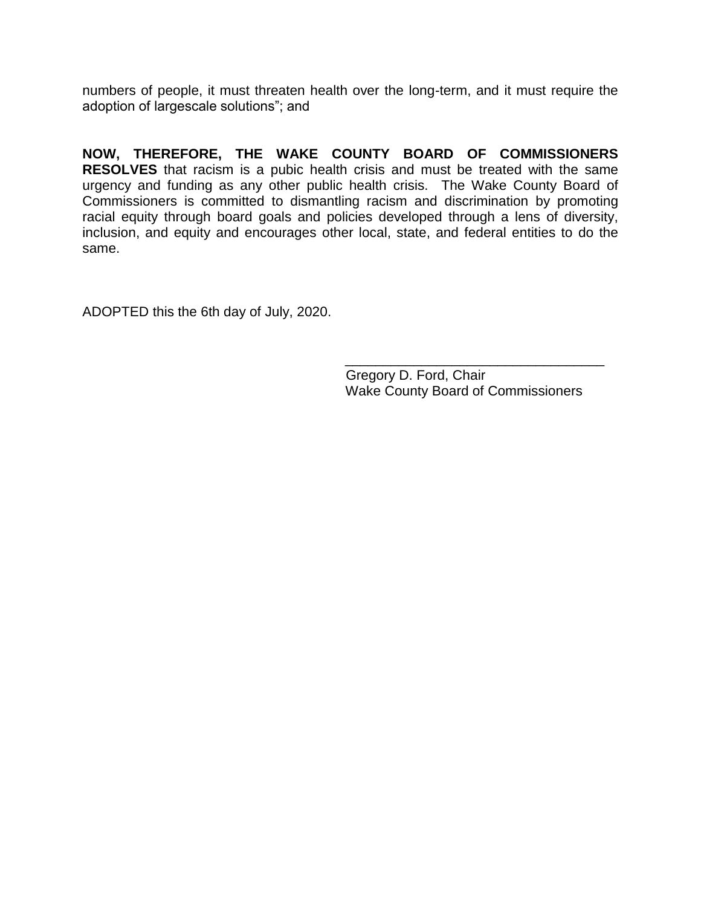numbers of people, it must threaten health over the long-term, and it must require the adoption of largescale solutions"; and

**NOW, THEREFORE, THE WAKE COUNTY BOARD OF COMMISSIONERS RESOLVES** that racism is a pubic health crisis and must be treated with the same urgency and funding as any other public health crisis. The Wake County Board of Commissioners is committed to dismantling racism and discrimination by promoting racial equity through board goals and policies developed through a lens of diversity, inclusion, and equity and encourages other local, state, and federal entities to do the same.

ADOPTED this the 6th day of July, 2020.

\_\_\_\_\_\_\_\_\_\_\_\_\_\_\_\_\_\_\_\_\_\_\_\_\_\_\_\_\_\_\_\_\_\_\_

Gregory D. Ford, Chair
Wake County Board of Commissioners